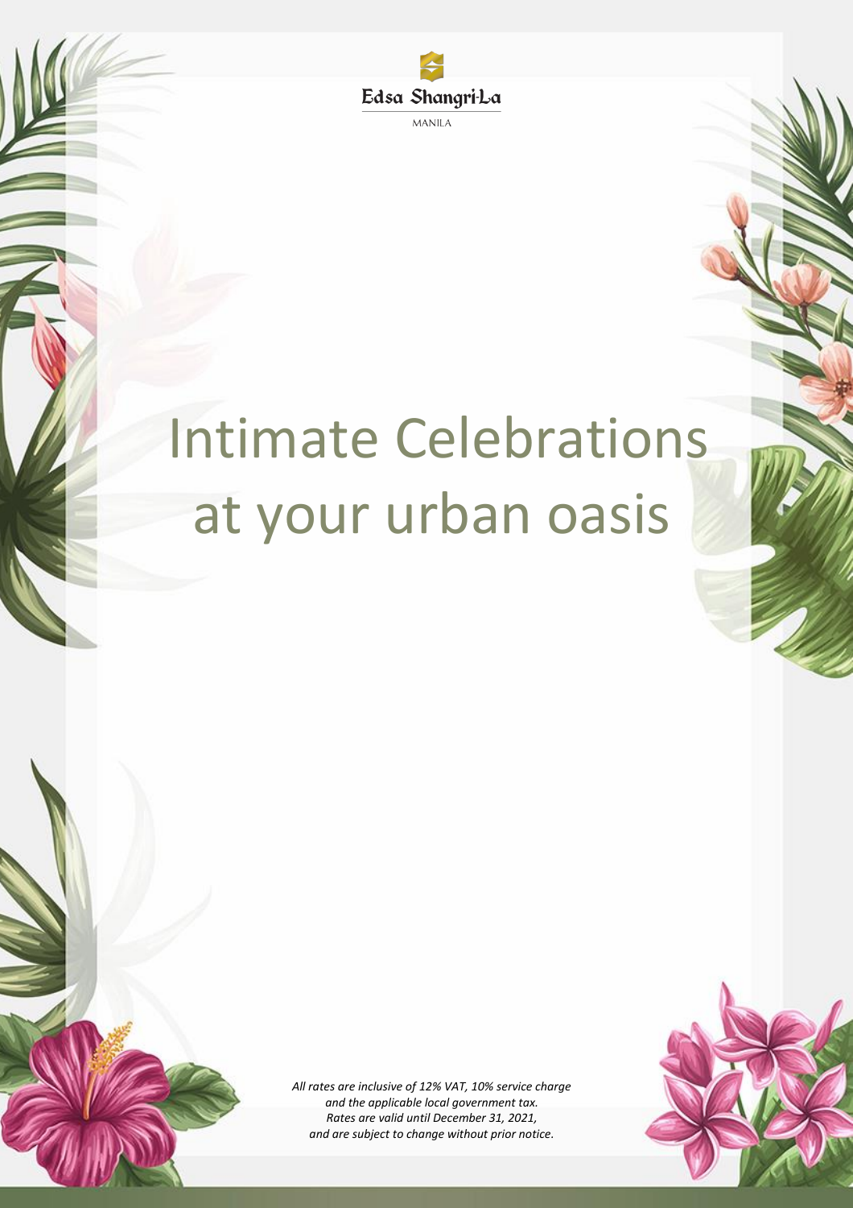Edsa Shangri-La

MANILA

# Intimate Celebrations at your urban oasis

*All rates are inclusive of 12% VAT, 10% service charge and the applicable local government tax. Rates are valid until December 31, 2021, and are subject to change without prior notice.*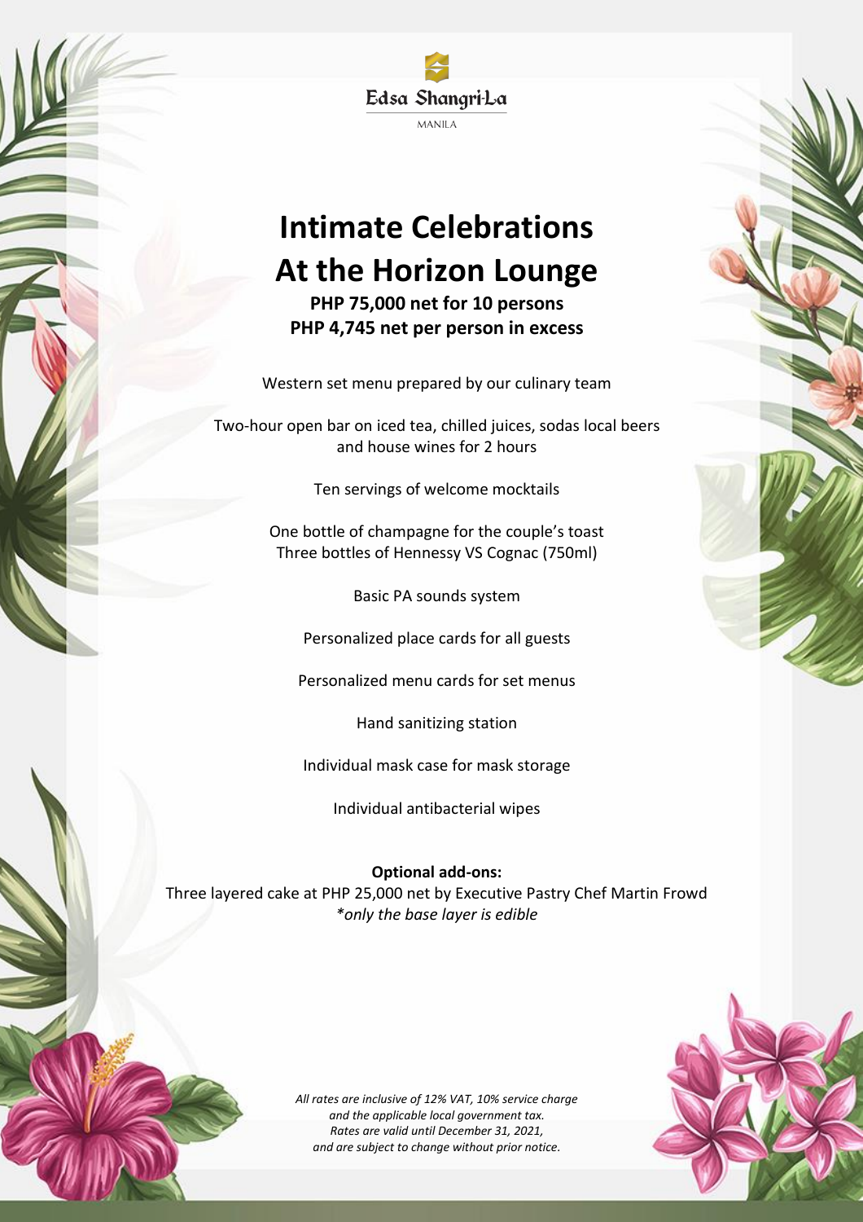Edsa Shangri-La

MANILA

# Intimate Celebrations At the Horizon Lounge

**PHP 75,000 net for 10 persons**
**PHP 4,745 net per person in excess**

Western set menu prepared by our culinary team

Two-hour open bar on iced tea, chilled juices, sodas local beers and house wines for 2 hours

Ten servings of welcome mocktails

One bottle of champagne for the couple's toast
Three bottles of Hennessy VS Cognac (750ml)

Basic PA sounds system

Personalized place cards for all guests

Personalized menu cards for set menus

Hand sanitizing station

Individual mask case for mask storage

Individual antibacterial wipes

**Optional add-ons:**
Three layered cake at PHP 25,000 net by Executive Pastry Chef Martin Frowd
*\*only the base layer is edible*

*All rates are inclusive of 12% VAT, 10% service charge and the applicable local government tax. Rates are valid until December 31, 2021, and are subject to change without prior notice.*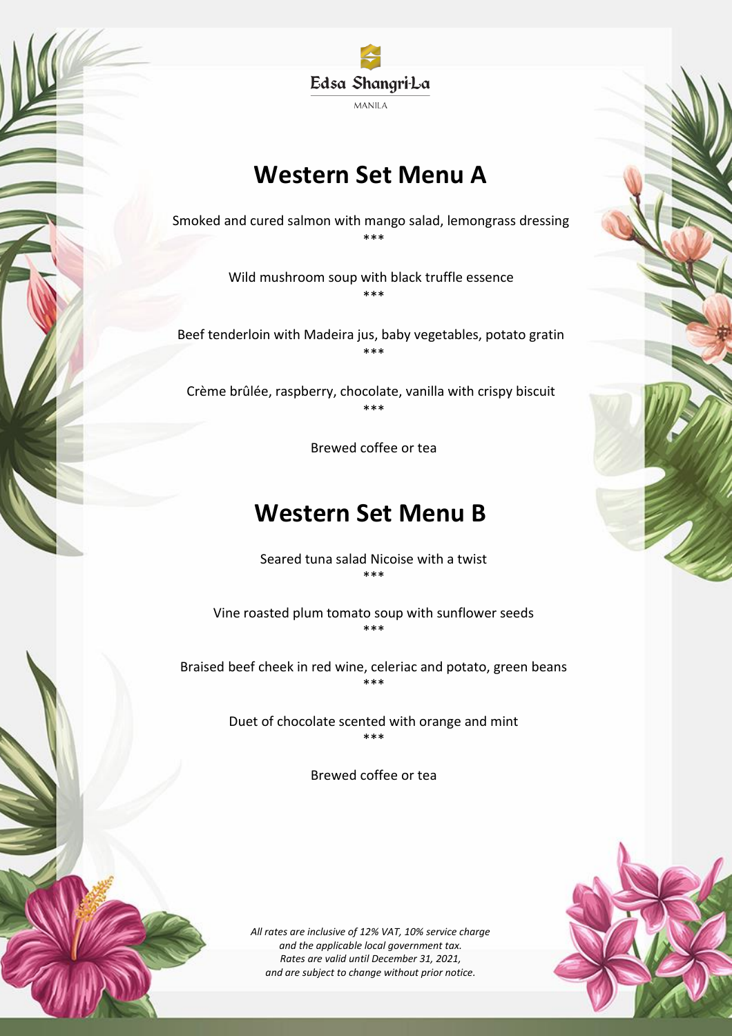Edsa Shangri-La

MANILA

# Western Set Menu A

Smoked and cured salmon with mango salad, lemongrass dressing

***

Wild mushroom soup with black truffle essence

***

Beef tenderloin with Madeira jus, baby vegetables, potato gratin

***

Crème brûlée, raspberry, chocolate, vanilla with crispy biscuit

***

Brewed coffee or tea

# Western Set Menu B

Seared tuna salad Nicoise with a twist

***

Vine roasted plum tomato soup with sunflower seeds

***

Braised beef cheek in red wine, celeriac and potato, green beans

***

Duet of chocolate scented with orange and mint

***

Brewed coffee or tea

*All rates are inclusive of 12% VAT, 10% service charge and the applicable local government tax. Rates are valid until December 31, 2021, and are subject to change without prior notice.*